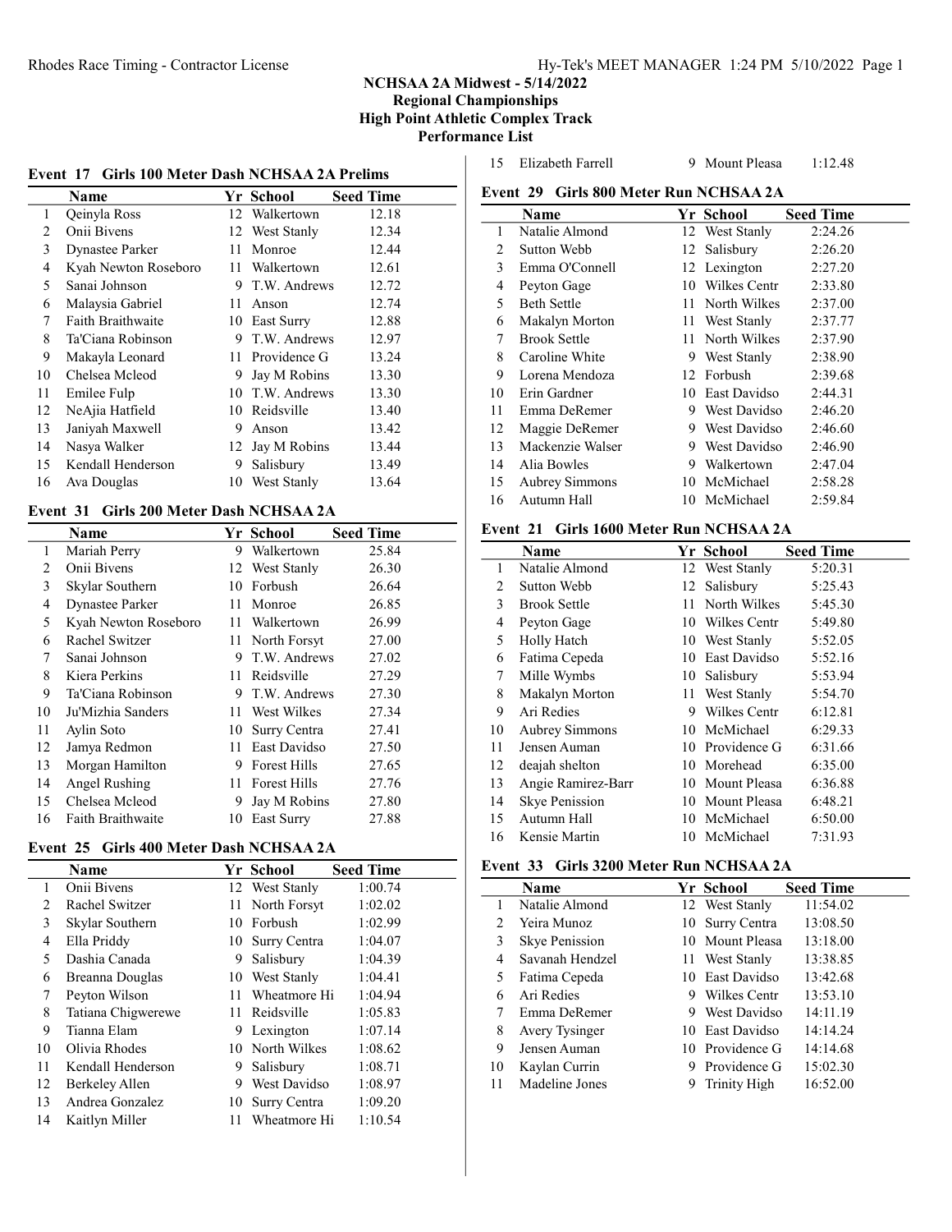# NCHSAA 2A Midwest - 5/14/2022
## Regional Championships
## High Point Athletic Complex Track
## Performance List

### Event 17 Girls 100 Meter Dash NCHSAA 2A Prelims

| | Name | Yr | School | Seed Time |
|---|---|---|---|---|
| 1 | Qeinyla Ross | 12 | Walkertown | 12.18 |
| 2 | Onii Bivens | 12 | West Stanly | 12.34 |
| 3 | Dynastee Parker | 11 | Monroe | 12.44 |
| 4 | Kyah Newton Roseboro | 11 | Walkertown | 12.61 |
| 5 | Sanai Johnson | 9 | T.W. Andrews | 12.72 |
| 6 | Malaysia Gabriel | 11 | Anson | 12.74 |
| 7 | Faith Braithwaite | 10 | East Surry | 12.88 |
| 8 | Ta'Ciana Robinson | 9 | T.W. Andrews | 12.97 |
| 9 | Makayla Leonard | 11 | Providence G | 13.24 |
| 10 | Chelsea Mcleod | 9 | Jay M Robins | 13.30 |
| 11 | Emilee Fulp | 10 | T.W. Andrews | 13.30 |
| 12 | NeAjia Hatfield | 10 | Reidsville | 13.40 |
| 13 | Janiyah Maxwell | 9 | Anson | 13.42 |
| 14 | Nasya Walker | 12 | Jay M Robins | 13.44 |
| 15 | Kendall Henderson | 9 | Salisbury | 13.49 |
| 16 | Ava Douglas | 10 | West Stanly | 13.64 |

### Event 31 Girls 200 Meter Dash NCHSAA 2A

| | Name | Yr | School | Seed Time |
|---|---|---|---|---|
| 1 | Mariah Perry | 9 | Walkertown | 25.84 |
| 2 | Onii Bivens | 12 | West Stanly | 26.30 |
| 3 | Skylar Southern | 10 | Forbush | 26.64 |
| 4 | Dynastee Parker | 11 | Monroe | 26.85 |
| 5 | Kyah Newton Roseboro | 11 | Walkertown | 26.99 |
| 6 | Rachel Switzer | 11 | North Forsyt | 27.00 |
| 7 | Sanai Johnson | 9 | T.W. Andrews | 27.02 |
| 8 | Kiera Perkins | 11 | Reidsville | 27.29 |
| 9 | Ta'Ciana Robinson | 9 | T.W. Andrews | 27.30 |
| 10 | Ju'Mizhia Sanders | 11 | West Wilkes | 27.34 |
| 11 | Aylin Soto | 10 | Surry Centra | 27.41 |
| 12 | Jamya Redmon | 11 | East Davidso | 27.50 |
| 13 | Morgan Hamilton | 9 | Forest Hills | 27.65 |
| 14 | Angel Rushing | 11 | Forest Hills | 27.76 |
| 15 | Chelsea Mcleod | 9 | Jay M Robins | 27.80 |
| 16 | Faith Braithwaite | 10 | East Surry | 27.88 |

### Event 25 Girls 400 Meter Dash NCHSAA 2A

| | Name | Yr | School | Seed Time |
|---|---|---|---|---|
| 1 | Onii Bivens | 12 | West Stanly | 1:00.74 |
| 2 | Rachel Switzer | 11 | North Forsyt | 1:02.02 |
| 3 | Skylar Southern | 10 | Forbush | 1:02.99 |
| 4 | Ella Priddy | 10 | Surry Centra | 1:04.07 |
| 5 | Dashia Canada | 9 | Salisbury | 1:04.39 |
| 6 | Breanna Douglas | 10 | West Stanly | 1:04.41 |
| 7 | Peyton Wilson | 11 | Wheatmore Hi | 1:04.94 |
| 8 | Tatiana Chigwerewe | 11 | Reidsville | 1:05.83 |
| 9 | Tianna Elam | 9 | Lexington | 1:07.14 |
| 10 | Olivia Rhodes | 10 | North Wilkes | 1:08.62 |
| 11 | Kendall Henderson | 9 | Salisbury | 1:08.71 |
| 12 | Berkeley Allen | 9 | West Davidso | 1:08.97 |
| 13 | Andrea Gonzalez | 10 | Surry Centra | 1:09.20 |
| 14 | Kaitlyn Miller | 11 | Wheatmore Hi | 1:10.54 |
| 15 | Elizabeth Farrell | 9 | Mount Pleasa | 1:12.48 |

### Event 29 Girls 800 Meter Run NCHSAA 2A

| | Name | Yr | School | Seed Time |
|---|---|---|---|---|
| 1 | Natalie Almond | 12 | West Stanly | 2:24.26 |
| 2 | Sutton Webb | 12 | Salisbury | 2:26.20 |
| 3 | Emma O'Connell | 12 | Lexington | 2:27.20 |
| 4 | Peyton Gage | 10 | Wilkes Centr | 2:33.80 |
| 5 | Beth Settle | 11 | North Wilkes | 2:37.00 |
| 6 | Makalyn Morton | 11 | West Stanly | 2:37.77 |
| 7 | Brook Settle | 11 | North Wilkes | 2:37.90 |
| 8 | Caroline White | 9 | West Stanly | 2:38.90 |
| 9 | Lorena Mendoza | 12 | Forbush | 2:39.68 |
| 10 | Erin Gardner | 10 | East Davidso | 2:44.31 |
| 11 | Emma DeRemer | 9 | West Davidso | 2:46.20 |
| 12 | Maggie DeRemer | 9 | West Davidso | 2:46.60 |
| 13 | Mackenzie Walser | 9 | West Davidso | 2:46.90 |
| 14 | Alia Bowles | 9 | Walkertown | 2:47.04 |
| 15 | Aubrey Simmons | 10 | McMichael | 2:58.28 |
| 16 | Autumn Hall | 10 | McMichael | 2:59.84 |

### Event 21 Girls 1600 Meter Run NCHSAA 2A

| | Name | Yr | School | Seed Time |
|---|---|---|---|---|
| 1 | Natalie Almond | 12 | West Stanly | 5:20.31 |
| 2 | Sutton Webb | 12 | Salisbury | 5:25.43 |
| 3 | Brook Settle | 11 | North Wilkes | 5:45.30 |
| 4 | Peyton Gage | 10 | Wilkes Centr | 5:49.80 |
| 5 | Holly Hatch | 10 | West Stanly | 5:52.05 |
| 6 | Fatima Cepeda | 10 | East Davidso | 5:52.16 |
| 7 | Mille Wymbs | 10 | Salisbury | 5:53.94 |
| 8 | Makalyn Morton | 11 | West Stanly | 5:54.70 |
| 9 | Ari Redies | 9 | Wilkes Centr | 6:12.81 |
| 10 | Aubrey Simmons | 10 | McMichael | 6:29.33 |
| 11 | Jensen Auman | 10 | Providence G | 6:31.66 |
| 12 | deajah shelton | 10 | Morehead | 6:35.00 |
| 13 | Angie Ramirez-Barr | 10 | Mount Pleasa | 6:36.88 |
| 14 | Skye Penission | 10 | Mount Pleasa | 6:48.21 |
| 15 | Autumn Hall | 10 | McMichael | 6:50.00 |
| 16 | Kensie Martin | 10 | McMichael | 7:31.93 |

### Event 33 Girls 3200 Meter Run NCHSAA 2A

| | Name | Yr | School | Seed Time |
|---|---|---|---|---|
| 1 | Natalie Almond | 12 | West Stanly | 11:54.02 |
| 2 | Yeira Munoz | 10 | Surry Centra | 13:08.50 |
| 3 | Skye Penission | 10 | Mount Pleasa | 13:18.00 |
| 4 | Savanah Hendzel | 11 | West Stanly | 13:38.85 |
| 5 | Fatima Cepeda | 10 | East Davidso | 13:42.68 |
| 6 | Ari Redies | 9 | Wilkes Centr | 13:53.10 |
| 7 | Emma DeRemer | 9 | West Davidso | 14:11.19 |
| 8 | Avery Tysinger | 10 | East Davidso | 14:14.24 |
| 9 | Jensen Auman | 10 | Providence G | 14:14.68 |
| 10 | Kaylan Currin | 9 | Providence G | 15:02.30 |
| 11 | Madeline Jones | 9 | Trinity High | 16:52.00 |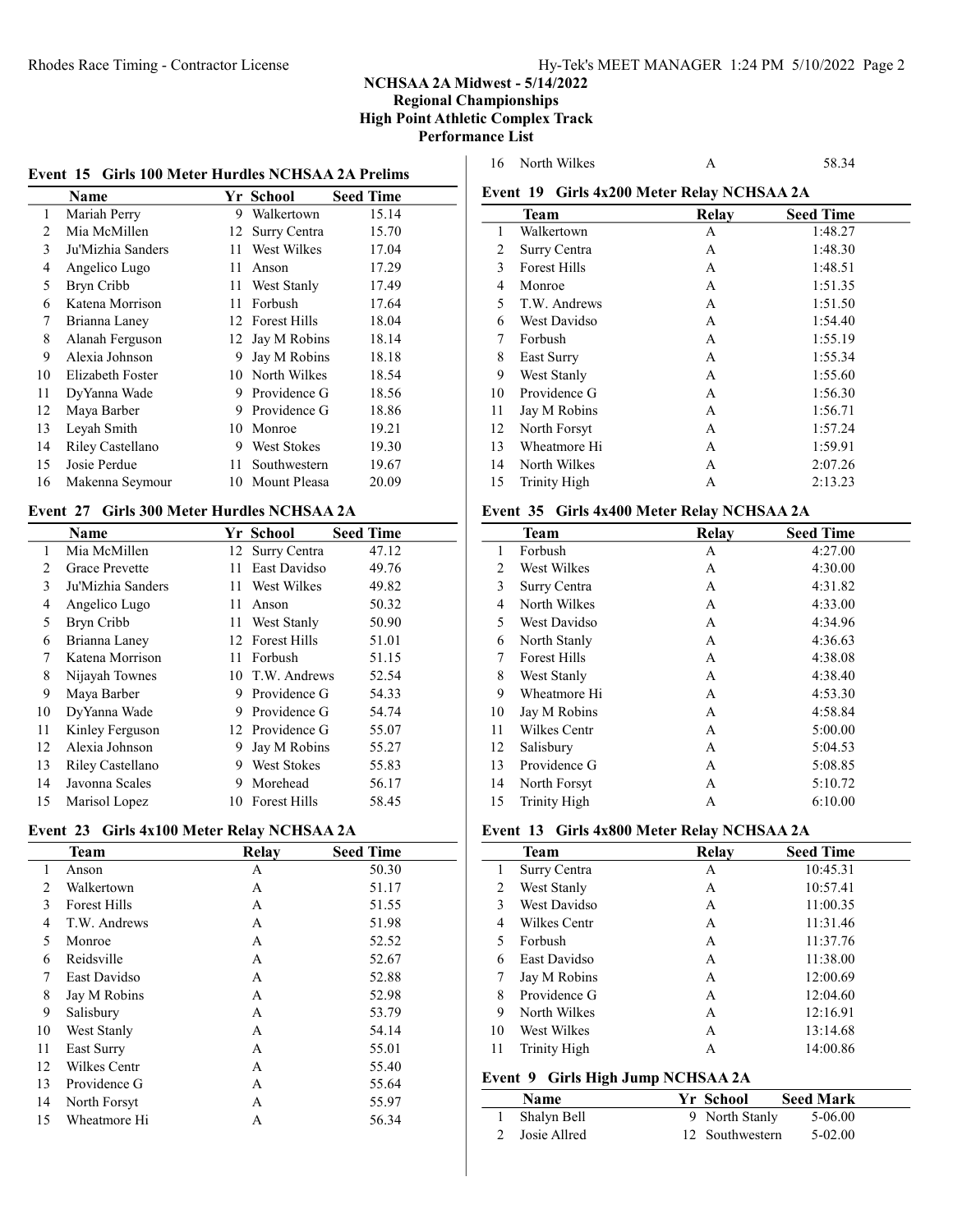# NCHSAA 2A Midwest - 5/14/2022

## Regional Championships

## High Point Athletic Complex Track

## Performance List

### Event 15 Girls 100 Meter Hurdles NCHSAA 2A Prelims

| | Name | Yr | School | Seed Time |
|---|---|---|---|---|
| 1 | Mariah Perry | 9 | Walkertown | 15.14 |
| 2 | Mia McMillen | 12 | Surry Centra | 15.70 |
| 3 | Ju'Mizhia Sanders | 11 | West Wilkes | 17.04 |
| 4 | Angelico Lugo | 11 | Anson | 17.29 |
| 5 | Bryn Cribb | 11 | West Stanly | 17.49 |
| 6 | Katena Morrison | 11 | Forbush | 17.64 |
| 7 | Brianna Laney | 12 | Forest Hills | 18.04 |
| 8 | Alanah Ferguson | 12 | Jay M Robins | 18.14 |
| 9 | Alexia Johnson | 9 | Jay M Robins | 18.18 |
| 10 | Elizabeth Foster | 10 | North Wilkes | 18.54 |
| 11 | DyYanna Wade | 9 | Providence G | 18.56 |
| 12 | Maya Barber | 9 | Providence G | 18.86 |
| 13 | Leyah Smith | 10 | Monroe | 19.21 |
| 14 | Riley Castellano | 9 | West Stokes | 19.30 |
| 15 | Josie Perdue | 11 | Southwestern | 19.67 |
| 16 | Makenna Seymour | 10 | Mount Pleasa | 20.09 |

### Event 27 Girls 300 Meter Hurdles NCHSAA 2A

| | Name | Yr | School | Seed Time |
|---|---|---|---|---|
| 1 | Mia McMillen | 12 | Surry Centra | 47.12 |
| 2 | Grace Prevette | 11 | East Davidso | 49.76 |
| 3 | Ju'Mizhia Sanders | 11 | West Wilkes | 49.82 |
| 4 | Angelico Lugo | 11 | Anson | 50.32 |
| 5 | Bryn Cribb | 11 | West Stanly | 50.90 |
| 6 | Brianna Laney | 12 | Forest Hills | 51.01 |
| 7 | Katena Morrison | 11 | Forbush | 51.15 |
| 8 | Nijayah Townes | 10 | T.W. Andrews | 52.54 |
| 9 | Maya Barber | 9 | Providence G | 54.33 |
| 10 | DyYanna Wade | 9 | Providence G | 54.74 |
| 11 | Kinley Ferguson | 12 | Providence G | 55.07 |
| 12 | Alexia Johnson | 9 | Jay M Robins | 55.27 |
| 13 | Riley Castellano | 9 | West Stokes | 55.83 |
| 14 | Javonna Scales | 9 | Morehead | 56.17 |
| 15 | Marisol Lopez | 10 | Forest Hills | 58.45 |

### Event 23 Girls 4x100 Meter Relay NCHSAA 2A

| | Team | Relay | Seed Time |
|---|---|---|---|
| 1 | Anson | A | 50.30 |
| 2 | Walkertown | A | 51.17 |
| 3 | Forest Hills | A | 51.55 |
| 4 | T.W. Andrews | A | 51.98 |
| 5 | Monroe | A | 52.52 |
| 6 | Reidsville | A | 52.67 |
| 7 | East Davidso | A | 52.88 |
| 8 | Jay M Robins | A | 52.98 |
| 9 | Salisbury | A | 53.79 |
| 10 | West Stanly | A | 54.14 |
| 11 | East Surry | A | 55.01 |
| 12 | Wilkes Centr | A | 55.40 |
| 13 | Providence G | A | 55.64 |
| 14 | North Forsyt | A | 55.97 |
| 15 | Wheatmore Hi | A | 56.34 |
| 16 | North Wilkes | A | 58.34 |

### Event 19 Girls 4x200 Meter Relay NCHSAA 2A

| | Team | Relay | Seed Time |
|---|---|---|---|
| 1 | Walkertown | A | 1:48.27 |
| 2 | Surry Centra | A | 1:48.30 |
| 3 | Forest Hills | A | 1:48.51 |
| 4 | Monroe | A | 1:51.35 |
| 5 | T.W. Andrews | A | 1:51.50 |
| 6 | West Davidso | A | 1:54.40 |
| 7 | Forbush | A | 1:55.19 |
| 8 | East Surry | A | 1:55.34 |
| 9 | West Stanly | A | 1:55.60 |
| 10 | Providence G | A | 1:56.30 |
| 11 | Jay M Robins | A | 1:56.71 |
| 12 | North Forsyt | A | 1:57.24 |
| 13 | Wheatmore Hi | A | 1:59.91 |
| 14 | North Wilkes | A | 2:07.26 |
| 15 | Trinity High | A | 2:13.23 |

### Event 35 Girls 4x400 Meter Relay NCHSAA 2A

| | Team | Relay | Seed Time |
|---|---|---|---|
| 1 | Forbush | A | 4:27.00 |
| 2 | West Wilkes | A | 4:30.00 |
| 3 | Surry Centra | A | 4:31.82 |
| 4 | North Wilkes | A | 4:33.00 |
| 5 | West Davidso | A | 4:34.96 |
| 6 | North Stanly | A | 4:36.63 |
| 7 | Forest Hills | A | 4:38.08 |
| 8 | West Stanly | A | 4:38.40 |
| 9 | Wheatmore Hi | A | 4:53.30 |
| 10 | Jay M Robins | A | 4:58.84 |
| 11 | Wilkes Centr | A | 5:00.00 |
| 12 | Salisbury | A | 5:04.53 |
| 13 | Providence G | A | 5:08.85 |
| 14 | North Forsyt | A | 5:10.72 |
| 15 | Trinity High | A | 6:10.00 |

### Event 13 Girls 4x800 Meter Relay NCHSAA 2A

| | Team | Relay | Seed Time |
|---|---|---|---|
| 1 | Surry Centra | A | 10:45.31 |
| 2 | West Stanly | A | 10:57.41 |
| 3 | West Davidso | A | 11:00.35 |
| 4 | Wilkes Centr | A | 11:31.46 |
| 5 | Forbush | A | 11:37.76 |
| 6 | East Davidso | A | 11:38.00 |
| 7 | Jay M Robins | A | 12:00.69 |
| 8 | Providence G | A | 12:04.60 |
| 9 | North Wilkes | A | 12:16.91 |
| 10 | West Wilkes | A | 13:14.68 |
| 11 | Trinity High | A | 14:00.86 |

### Event 9 Girls High Jump NCHSAA 2A

| | Name | Yr | School | Seed Mark |
|---|---|---|---|---|
| 1 | Shalyn Bell | 9 | North Stanly | 5-06.00 |
| 2 | Josie Allred | 12 | Southwestern | 5-02.00 |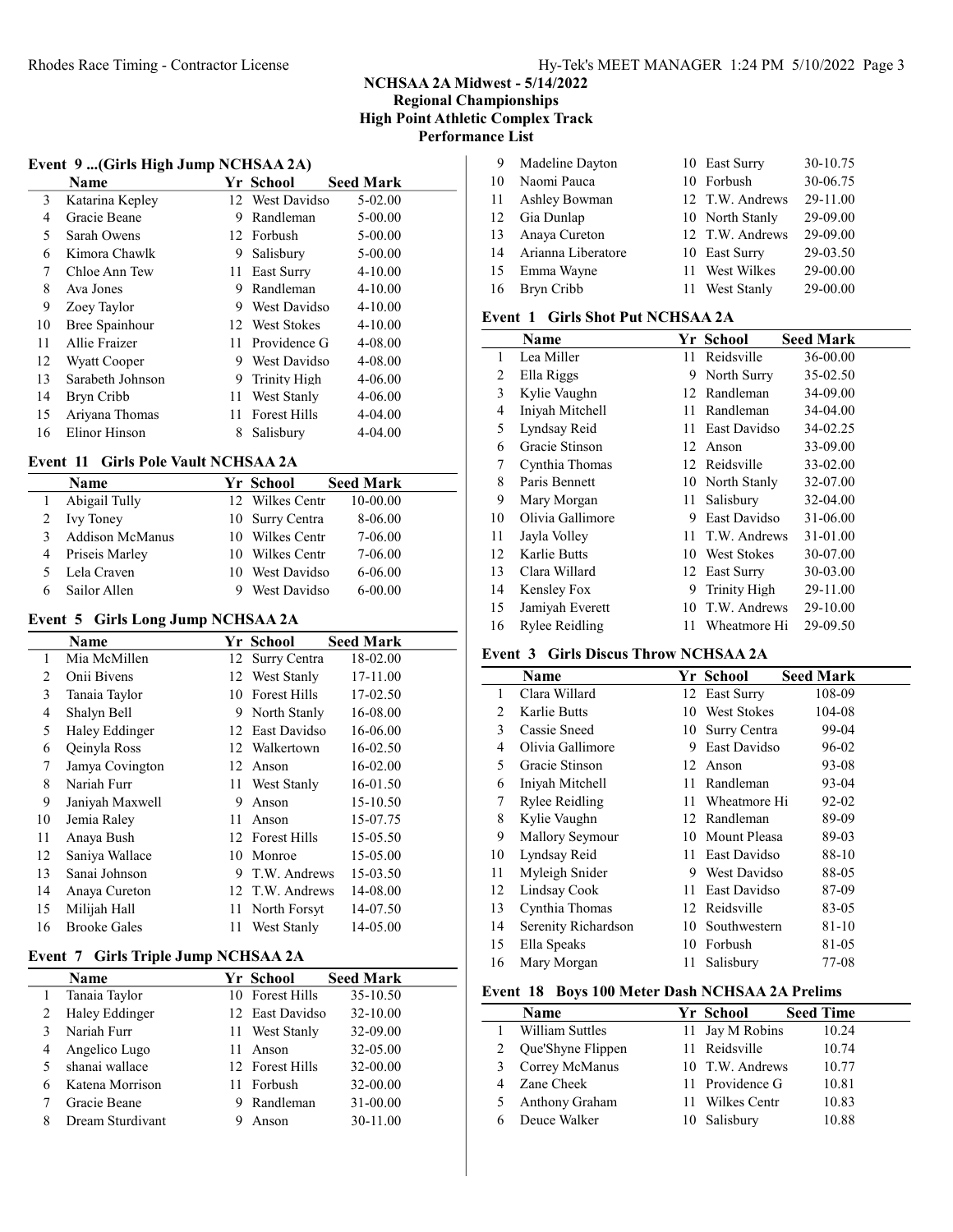## NCHSAA 2A Midwest - 5/14/2022

### Regional Championships

### High Point Athletic Complex Track

### Performance List

#### Event 9 ...(Girls High Jump NCHSAA 2A)

| | Name | Yr | School | Seed Mark |
|---|---|---|---|---|
| 3 | Katarina Kepley | 12 | West Davidso | 5-02.00 |
| 4 | Gracie Beane | 9 | Randleman | 5-00.00 |
| 5 | Sarah Owens | 12 | Forbush | 5-00.00 |
| 6 | Kimora Chawlk | 9 | Salisbury | 5-00.00 |
| 7 | Chloe Ann Tew | 11 | East Surry | 4-10.00 |
| 8 | Ava Jones | 9 | Randleman | 4-10.00 |
| 9 | Zoey Taylor | 9 | West Davidso | 4-10.00 |
| 10 | Bree Spainhour | 12 | West Stokes | 4-10.00 |
| 11 | Allie Fraizer | 11 | Providence G | 4-08.00 |
| 12 | Wyatt Cooper | 9 | West Davidso | 4-08.00 |
| 13 | Sarabeth Johnson | 9 | Trinity High | 4-06.00 |
| 14 | Bryn Cribb | 11 | West Stanly | 4-06.00 |
| 15 | Ariyana Thomas | 11 | Forest Hills | 4-04.00 |
| 16 | Elinor Hinson | 8 | Salisbury | 4-04.00 |

#### Event 11 Girls Pole Vault NCHSAA 2A

| | Name | Yr | School | Seed Mark |
|---|---|---|---|---|
| 1 | Abigail Tully | 12 | Wilkes Centr | 10-00.00 |
| 2 | Ivy Toney | 10 | Surry Centra | 8-06.00 |
| 3 | Addison McManus | 10 | Wilkes Centr | 7-06.00 |
| 4 | Priseis Marley | 10 | Wilkes Centr | 7-06.00 |
| 5 | Lela Craven | 10 | West Davidso | 6-06.00 |
| 6 | Sailor Allen | 9 | West Davidso | 6-00.00 |

#### Event 5 Girls Long Jump NCHSAA 2A

| | Name | Yr | School | Seed Mark |
|---|---|---|---|---|
| 1 | Mia McMillen | 12 | Surry Centra | 18-02.00 |
| 2 | Onii Bivens | 12 | West Stanly | 17-11.00 |
| 3 | Tanaia Taylor | 10 | Forest Hills | 17-02.50 |
| 4 | Shalyn Bell | 9 | North Stanly | 16-08.00 |
| 5 | Haley Eddinger | 12 | East Davidso | 16-06.00 |
| 6 | Qeinyla Ross | 12 | Walkertown | 16-02.50 |
| 7 | Jamya Covington | 12 | Anson | 16-02.00 |
| 8 | Nariah Furr | 11 | West Stanly | 16-01.50 |
| 9 | Janiyah Maxwell | 9 | Anson | 15-10.50 |
| 10 | Jemia Raley | 11 | Anson | 15-07.75 |
| 11 | Anaya Bush | 12 | Forest Hills | 15-05.50 |
| 12 | Saniya Wallace | 10 | Monroe | 15-05.00 |
| 13 | Sanai Johnson | 9 | T.W. Andrews | 15-03.50 |
| 14 | Anaya Cureton | 12 | T.W. Andrews | 14-08.00 |
| 15 | Milijah Hall | 11 | North Forsyt | 14-07.50 |
| 16 | Brooke Gales | 11 | West Stanly | 14-05.00 |

#### Event 7 Girls Triple Jump NCHSAA 2A

| | Name | Yr | School | Seed Mark |
|---|---|---|---|---|
| 1 | Tanaia Taylor | 10 | Forest Hills | 35-10.50 |
| 2 | Haley Eddinger | 12 | East Davidso | 32-10.00 |
| 3 | Nariah Furr | 11 | West Stanly | 32-09.00 |
| 4 | Angelico Lugo | 11 | Anson | 32-05.00 |
| 5 | shanai wallace | 12 | Forest Hills | 32-00.00 |
| 6 | Katena Morrison | 11 | Forbush | 32-00.00 |
| 7 | Gracie Beane | 9 | Randleman | 31-00.00 |
| 8 | Dream Sturdivant | 9 | Anson | 30-11.00 |
| 9 | Madeline Dayton | 10 | East Surry | 30-10.75 |
| 10 | Naomi Pauca | 10 | Forbush | 30-06.75 |
| 11 | Ashley Bowman | 12 | T.W. Andrews | 29-11.00 |
| 12 | Gia Dunlap | 10 | North Stanly | 29-09.00 |
| 13 | Anaya Cureton | 12 | T.W. Andrews | 29-09.00 |
| 14 | Arianna Liberatore | 10 | East Surry | 29-03.50 |
| 15 | Emma Wayne | 11 | West Wilkes | 29-00.00 |
| 16 | Bryn Cribb | 11 | West Stanly | 29-00.00 |

#### Event 1 Girls Shot Put NCHSAA 2A

| | Name | Yr | School | Seed Mark |
|---|---|---|---|---|
| 1 | Lea Miller | 11 | Reidsville | 36-00.00 |
| 2 | Ella Riggs | 9 | North Surry | 35-02.50 |
| 3 | Kylie Vaughn | 12 | Randleman | 34-09.00 |
| 4 | Iniyah Mitchell | 11 | Randleman | 34-04.00 |
| 5 | Lyndsay Reid | 11 | East Davidso | 34-02.25 |
| 6 | Gracie Stinson | 12 | Anson | 33-09.00 |
| 7 | Cynthia Thomas | 12 | Reidsville | 33-02.00 |
| 8 | Paris Bennett | 10 | North Stanly | 32-07.00 |
| 9 | Mary Morgan | 11 | Salisbury | 32-04.00 |
| 10 | Olivia Gallimore | 9 | East Davidso | 31-06.00 |
| 11 | Jayla Volley | 11 | T.W. Andrews | 31-01.00 |
| 12 | Karlie Butts | 10 | West Stokes | 30-07.00 |
| 13 | Clara Willard | 12 | East Surry | 30-03.00 |
| 14 | Kensley Fox | 9 | Trinity High | 29-11.00 |
| 15 | Jamiyah Everett | 10 | T.W. Andrews | 29-10.00 |
| 16 | Rylee Reidling | 11 | Wheatmore Hi | 29-09.50 |

#### Event 3 Girls Discus Throw NCHSAA 2A

| | Name | Yr | School | Seed Mark |
|---|---|---|---|---|
| 1 | Clara Willard | 12 | East Surry | 108-09 |
| 2 | Karlie Butts | 10 | West Stokes | 104-08 |
| 3 | Cassie Sneed | 10 | Surry Centra | 99-04 |
| 4 | Olivia Gallimore | 9 | East Davidso | 96-02 |
| 5 | Gracie Stinson | 12 | Anson | 93-08 |
| 6 | Iniyah Mitchell | 11 | Randleman | 93-04 |
| 7 | Rylee Reidling | 11 | Wheatmore Hi | 92-02 |
| 8 | Kylie Vaughn | 12 | Randleman | 89-09 |
| 9 | Mallory Seymour | 10 | Mount Pleasa | 89-03 |
| 10 | Lyndsay Reid | 11 | East Davidso | 88-10 |
| 11 | Myleigh Snider | 9 | West Davidso | 88-05 |
| 12 | Lindsay Cook | 11 | East Davidso | 87-09 |
| 13 | Cynthia Thomas | 12 | Reidsville | 83-05 |
| 14 | Serenity Richardson | 10 | Southwestern | 81-10 |
| 15 | Ella Speaks | 10 | Forbush | 81-05 |
| 16 | Mary Morgan | 11 | Salisbury | 77-08 |

#### Event 18 Boys 100 Meter Dash NCHSAA 2A Prelims

| | Name | Yr | School | Seed Time |
|---|---|---|---|---|
| 1 | William Suttles | 11 | Jay M Robins | 10.24 |
| 2 | Que'Shyne Flippen | 11 | Reidsville | 10.74 |
| 3 | Correy McManus | 10 | T.W. Andrews | 10.77 |
| 4 | Zane Cheek | 11 | Providence G | 10.81 |
| 5 | Anthony Graham | 11 | Wilkes Centr | 10.83 |
| 6 | Deuce Walker | 10 | Salisbury | 10.88 |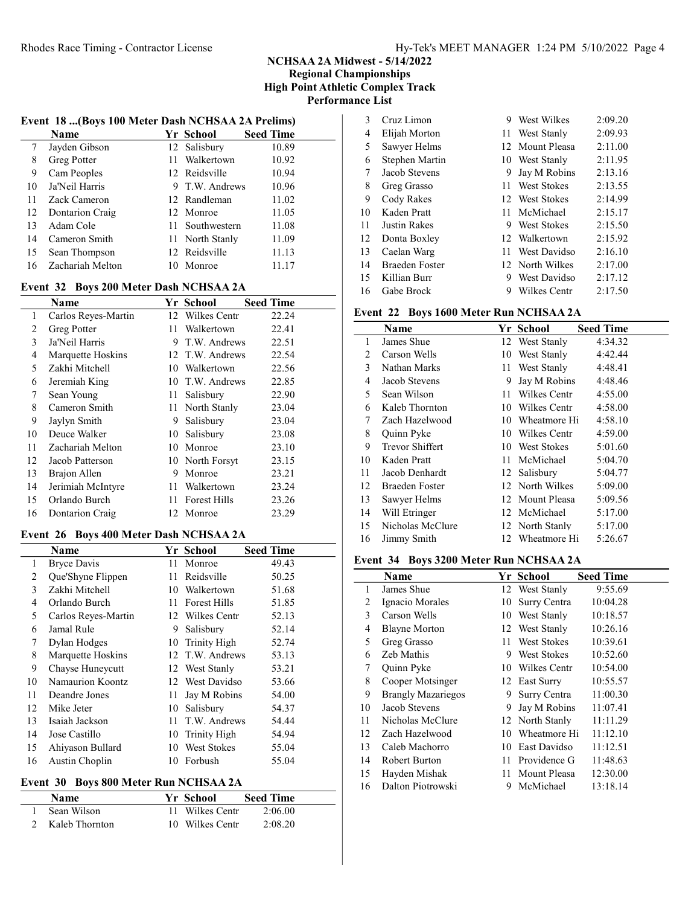# NCHSAA 2A Midwest - 5/14/2022
## Regional Championships
## High Point Athletic Complex Track
## Performance List

### Event 18 ...(Boys 100 Meter Dash NCHSAA 2A Prelims)

| | Name | Yr | School | Seed Time |
|---|---|---|---|---|
| 7 | Jayden Gibson | 12 | Salisbury | 10.89 |
| 8 | Greg Potter | 11 | Walkertown | 10.92 |
| 9 | Cam Peoples | 12 | Reidsville | 10.94 |
| 10 | Ja'Neil Harris | 9 | T.W. Andrews | 10.96 |
| 11 | Zack Cameron | 12 | Randleman | 11.02 |
| 12 | Dontarion Craig | 12 | Monroe | 11.05 |
| 13 | Adam Cole | 11 | Southwestern | 11.08 |
| 14 | Cameron Smith | 11 | North Stanly | 11.09 |
| 15 | Sean Thompson | 12 | Reidsville | 11.13 |
| 16 | Zachariah Melton | 10 | Monroe | 11.17 |

### Event 32 Boys 200 Meter Dash NCHSAA 2A

| | Name | Yr | School | Seed Time |
|---|---|---|---|---|
| 1 | Carlos Reyes-Martin | 12 | Wilkes Centr | 22.24 |
| 2 | Greg Potter | 11 | Walkertown | 22.41 |
| 3 | Ja'Neil Harris | 9 | T.W. Andrews | 22.51 |
| 4 | Marquette Hoskins | 12 | T.W. Andrews | 22.54 |
| 5 | Zakhi Mitchell | 10 | Walkertown | 22.56 |
| 6 | Jeremiah King | 10 | T.W. Andrews | 22.85 |
| 7 | Sean Young | 11 | Salisbury | 22.90 |
| 8 | Cameron Smith | 11 | North Stanly | 23.04 |
| 9 | Jaylyn Smith | 9 | Salisbury | 23.04 |
| 10 | Deuce Walker | 10 | Salisbury | 23.08 |
| 11 | Zachariah Melton | 10 | Monroe | 23.10 |
| 12 | Jacob Patterson | 10 | North Forsyt | 23.15 |
| 13 | Brajon Allen | 9 | Monroe | 23.21 |
| 14 | Jerimiah McIntyre | 11 | Walkertown | 23.24 |
| 15 | Orlando Burch | 11 | Forest Hills | 23.26 |
| 16 | Dontarion Craig | 12 | Monroe | 23.29 |

### Event 26 Boys 400 Meter Dash NCHSAA 2A

| | Name | Yr | School | Seed Time |
|---|---|---|---|---|
| 1 | Bryce Davis | 11 | Monroe | 49.43 |
| 2 | Que'Shyne Flippen | 11 | Reidsville | 50.25 |
| 3 | Zakhi Mitchell | 10 | Walkertown | 51.68 |
| 4 | Orlando Burch | 11 | Forest Hills | 51.85 |
| 5 | Carlos Reyes-Martin | 12 | Wilkes Centr | 52.13 |
| 6 | Jamal Rule | 9 | Salisbury | 52.14 |
| 7 | Dylan Hodges | 10 | Trinity High | 52.74 |
| 8 | Marquette Hoskins | 12 | T.W. Andrews | 53.13 |
| 9 | Chayse Huneycutt | 12 | West Stanly | 53.21 |
| 10 | Namaurion Koontz | 12 | West Davidso | 53.66 |
| 11 | Deandre Jones | 11 | Jay M Robins | 54.00 |
| 12 | Mike Jeter | 10 | Salisbury | 54.37 |
| 13 | Isaiah Jackson | 11 | T.W. Andrews | 54.44 |
| 14 | Jose Castillo | 10 | Trinity High | 54.94 |
| 15 | Ahiyason Bullard | 10 | West Stokes | 55.04 |
| 16 | Austin Choplin | 10 | Forbush | 55.04 |

### Event 30 Boys 800 Meter Run NCHSAA 2A

| | Name | Yr | School | Seed Time |
|---|---|---|---|---|
| 1 | Sean Wilson | 11 | Wilkes Centr | 2:06.00 |
| 2 | Kaleb Thornton | 10 | Wilkes Centr | 2:08.20 |
| 3 | Cruz Limon | 9 | West Wilkes | 2:09.20 |
| 4 | Elijah Morton | 11 | West Stanly | 2:09.93 |
| 5 | Sawyer Helms | 12 | Mount Pleasa | 2:11.00 |
| 6 | Stephen Martin | 10 | West Stanly | 2:11.95 |
| 7 | Jacob Stevens | 9 | Jay M Robins | 2:13.16 |
| 8 | Greg Grasso | 11 | West Stokes | 2:13.55 |
| 9 | Cody Rakes | 12 | West Stokes | 2:14.99 |
| 10 | Kaden Pratt | 11 | McMichael | 2:15.17 |
| 11 | Justin Rakes | 9 | West Stokes | 2:15.50 |
| 12 | Donta Boxley | 12 | Walkertown | 2:15.92 |
| 13 | Caelan Warg | 11 | West Davidso | 2:16.10 |
| 14 | Braeden Foster | 12 | North Wilkes | 2:17.00 |
| 15 | Killian Burr | 9 | West Davidso | 2:17.12 |
| 16 | Gabe Brock | 9 | Wilkes Centr | 2:17.50 |

### Event 22 Boys 1600 Meter Run NCHSAA 2A

| | Name | Yr | School | Seed Time |
|---|---|---|---|---|
| 1 | James Shue | 12 | West Stanly | 4:34.32 |
| 2 | Carson Wells | 10 | West Stanly | 4:42.44 |
| 3 | Nathan Marks | 11 | West Stanly | 4:48.41 |
| 4 | Jacob Stevens | 9 | Jay M Robins | 4:48.46 |
| 5 | Sean Wilson | 11 | Wilkes Centr | 4:55.00 |
| 6 | Kaleb Thornton | 10 | Wilkes Centr | 4:58.00 |
| 7 | Zach Hazelwood | 10 | Wheatmore Hi | 4:58.10 |
| 8 | Quinn Pyke | 10 | Wilkes Centr | 4:59.00 |
| 9 | Trevor Shiffert | 10 | West Stokes | 5:01.60 |
| 10 | Kaden Pratt | 11 | McMichael | 5:04.70 |
| 11 | Jacob Denhardt | 12 | Salisbury | 5:04.77 |
| 12 | Braeden Foster | 12 | North Wilkes | 5:09.00 |
| 13 | Sawyer Helms | 12 | Mount Pleasa | 5:09.56 |
| 14 | Will Etringer | 12 | McMichael | 5:17.00 |
| 15 | Nicholas McClure | 12 | North Stanly | 5:17.00 |
| 16 | Jimmy Smith | 12 | Wheatmore Hi | 5:26.67 |

### Event 34 Boys 3200 Meter Run NCHSAA 2A

| | Name | Yr | School | Seed Time |
|---|---|---|---|---|
| 1 | James Shue | 12 | West Stanly | 9:55.69 |
| 2 | Ignacio Morales | 10 | Surry Centra | 10:04.28 |
| 3 | Carson Wells | 10 | West Stanly | 10:18.57 |
| 4 | Blayne Morton | 12 | West Stanly | 10:26.16 |
| 5 | Greg Grasso | 11 | West Stokes | 10:39.61 |
| 6 | Zeb Mathis | 9 | West Stokes | 10:52.60 |
| 7 | Quinn Pyke | 10 | Wilkes Centr | 10:54.00 |
| 8 | Cooper Motsinger | 12 | East Surry | 10:55.57 |
| 9 | Brangly Mazariegos | 9 | Surry Centra | 11:00.30 |
| 10 | Jacob Stevens | 9 | Jay M Robins | 11:07.41 |
| 11 | Nicholas McClure | 12 | North Stanly | 11:11.29 |
| 12 | Zach Hazelwood | 10 | Wheatmore Hi | 11:12.10 |
| 13 | Caleb Machorro | 10 | East Davidso | 11:12.51 |
| 14 | Robert Burton | 11 | Providence G | 11:48.63 |
| 15 | Hayden Mishak | 11 | Mount Pleasa | 12:30.00 |
| 16 | Dalton Piotrowski | 9 | McMichael | 13:18.14 |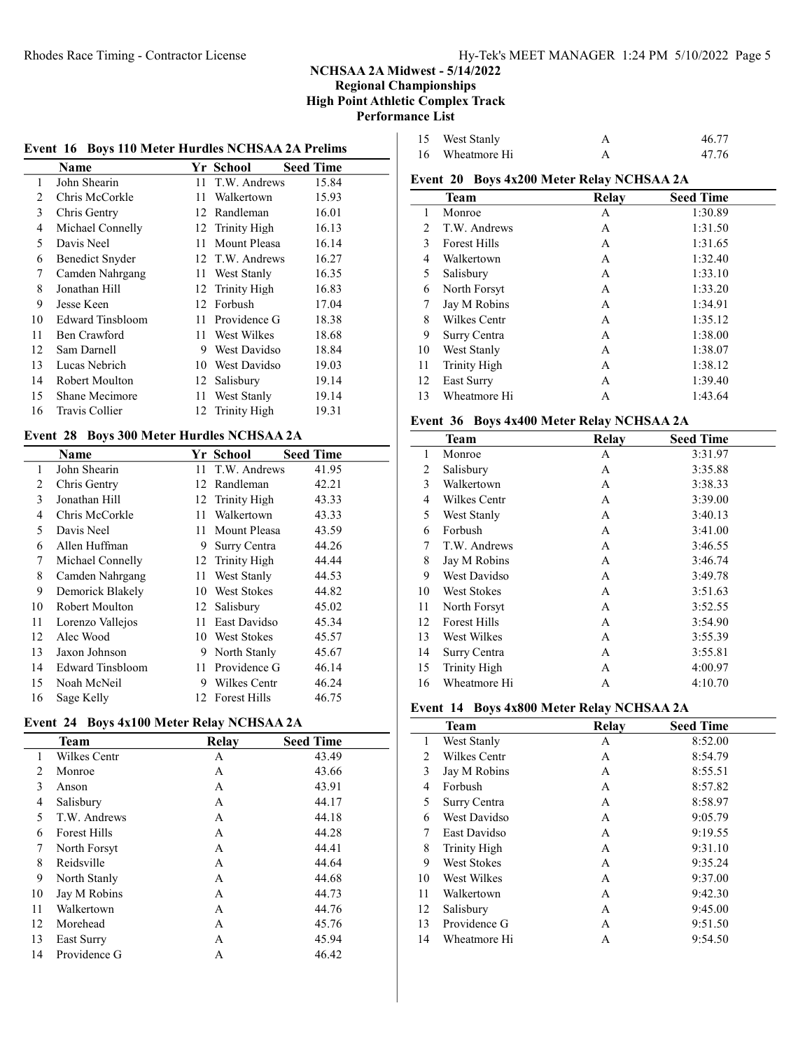**NCHSAA 2A Midwest - 5/14/2022**
**Regional Championships**
**High Point Athletic Complex Track**
**Performance List**

### Event 16 Boys 110 Meter Hurdles NCHSAA 2A Prelims

| | Name | Yr | School | Seed Time |
|---|---|---|---|---|
| 1 | John Shearin | 11 | T.W. Andrews | 15.84 |
| 2 | Chris McCorkle | 11 | Walkertown | 15.93 |
| 3 | Chris Gentry | 12 | Randleman | 16.01 |
| 4 | Michael Connelly | 12 | Trinity High | 16.13 |
| 5 | Davis Neel | 11 | Mount Pleasa | 16.14 |
| 6 | Benedict Snyder | 12 | T.W. Andrews | 16.27 |
| 7 | Camden Nahrgang | 11 | West Stanly | 16.35 |
| 8 | Jonathan Hill | 12 | Trinity High | 16.83 |
| 9 | Jesse Keen | 12 | Forbush | 17.04 |
| 10 | Edward Tinsbloom | 11 | Providence G | 18.38 |
| 11 | Ben Crawford | 11 | West Wilkes | 18.68 |
| 12 | Sam Darnell | 9 | West Davidso | 18.84 |
| 13 | Lucas Nebrich | 10 | West Davidso | 19.03 |
| 14 | Robert Moulton | 12 | Salisbury | 19.14 |
| 15 | Shane Mecimore | 11 | West Stanly | 19.14 |
| 16 | Travis Collier | 12 | Trinity High | 19.31 |

### Event 28 Boys 300 Meter Hurdles NCHSAA 2A

| | Name | Yr | School | Seed Time |
|---|---|---|---|---|
| 1 | John Shearin | 11 | T.W. Andrews | 41.95 |
| 2 | Chris Gentry | 12 | Randleman | 42.21 |
| 3 | Jonathan Hill | 12 | Trinity High | 43.33 |
| 4 | Chris McCorkle | 11 | Walkertown | 43.33 |
| 5 | Davis Neel | 11 | Mount Pleasa | 43.59 |
| 6 | Allen Huffman | 9 | Surry Centra | 44.26 |
| 7 | Michael Connelly | 12 | Trinity High | 44.44 |
| 8 | Camden Nahrgang | 11 | West Stanly | 44.53 |
| 9 | Demorick Blakely | 10 | West Stokes | 44.82 |
| 10 | Robert Moulton | 12 | Salisbury | 45.02 |
| 11 | Lorenzo Vallejos | 11 | East Davidso | 45.34 |
| 12 | Alec Wood | 10 | West Stokes | 45.57 |
| 13 | Jaxon Johnson | 9 | North Stanly | 45.67 |
| 14 | Edward Tinsbloom | 11 | Providence G | 46.14 |
| 15 | Noah McNeil | 9 | Wilkes Centr | 46.24 |
| 16 | Sage Kelly | 12 | Forest Hills | 46.75 |

### Event 24 Boys 4x100 Meter Relay NCHSAA 2A

| | Team | Relay | Seed Time |
|---|---|---|---|
| 1 | Wilkes Centr | A | 43.49 |
| 2 | Monroe | A | 43.66 |
| 3 | Anson | A | 43.91 |
| 4 | Salisbury | A | 44.17 |
| 5 | T.W. Andrews | A | 44.18 |
| 6 | Forest Hills | A | 44.28 |
| 7 | North Forsyt | A | 44.41 |
| 8 | Reidsville | A | 44.64 |
| 9 | North Stanly | A | 44.68 |
| 10 | Jay M Robins | A | 44.73 |
| 11 | Walkertown | A | 44.76 |
| 12 | Morehead | A | 45.76 |
| 13 | East Surry | A | 45.94 |
| 14 | Providence G | A | 46.42 |
| 15 | West Stanly | A | 46.77 |
| 16 | Wheatmore Hi | A | 47.76 |

### Event 20 Boys 4x200 Meter Relay NCHSAA 2A

| | Team | Relay | Seed Time |
|---|---|---|---|
| 1 | Monroe | A | 1:30.89 |
| 2 | T.W. Andrews | A | 1:31.50 |
| 3 | Forest Hills | A | 1:31.65 |
| 4 | Walkertown | A | 1:32.40 |
| 5 | Salisbury | A | 1:33.10 |
| 6 | North Forsyt | A | 1:33.20 |
| 7 | Jay M Robins | A | 1:34.91 |
| 8 | Wilkes Centr | A | 1:35.12 |
| 9 | Surry Centra | A | 1:38.00 |
| 10 | West Stanly | A | 1:38.07 |
| 11 | Trinity High | A | 1:38.12 |
| 12 | East Surry | A | 1:39.40 |
| 13 | Wheatmore Hi | A | 1:43.64 |

### Event 36 Boys 4x400 Meter Relay NCHSAA 2A

| | Team | Relay | Seed Time |
|---|---|---|---|
| 1 | Monroe | A | 3:31.97 |
| 2 | Salisbury | A | 3:35.88 |
| 3 | Walkertown | A | 3:38.33 |
| 4 | Wilkes Centr | A | 3:39.00 |
| 5 | West Stanly | A | 3:40.13 |
| 6 | Forbush | A | 3:41.00 |
| 7 | T.W. Andrews | A | 3:46.55 |
| 8 | Jay M Robins | A | 3:46.74 |
| 9 | West Davidso | A | 3:49.78 |
| 10 | West Stokes | A | 3:51.63 |
| 11 | North Forsyt | A | 3:52.55 |
| 12 | Forest Hills | A | 3:54.90 |
| 13 | West Wilkes | A | 3:55.39 |
| 14 | Surry Centra | A | 3:55.81 |
| 15 | Trinity High | A | 4:00.97 |
| 16 | Wheatmore Hi | A | 4:10.70 |

### Event 14 Boys 4x800 Meter Relay NCHSAA 2A

| | Team | Relay | Seed Time |
|---|---|---|---|
| 1 | West Stanly | A | 8:52.00 |
| 2 | Wilkes Centr | A | 8:54.79 |
| 3 | Jay M Robins | A | 8:55.51 |
| 4 | Forbush | A | 8:57.82 |
| 5 | Surry Centra | A | 8:58.97 |
| 6 | West Davidso | A | 9:05.79 |
| 7 | East Davidso | A | 9:19.55 |
| 8 | Trinity High | A | 9:31.10 |
| 9 | West Stokes | A | 9:35.24 |
| 10 | West Wilkes | A | 9:37.00 |
| 11 | Walkertown | A | 9:42.30 |
| 12 | Salisbury | A | 9:45.00 |
| 13 | Providence G | A | 9:51.50 |
| 14 | Wheatmore Hi | A | 9:54.50 |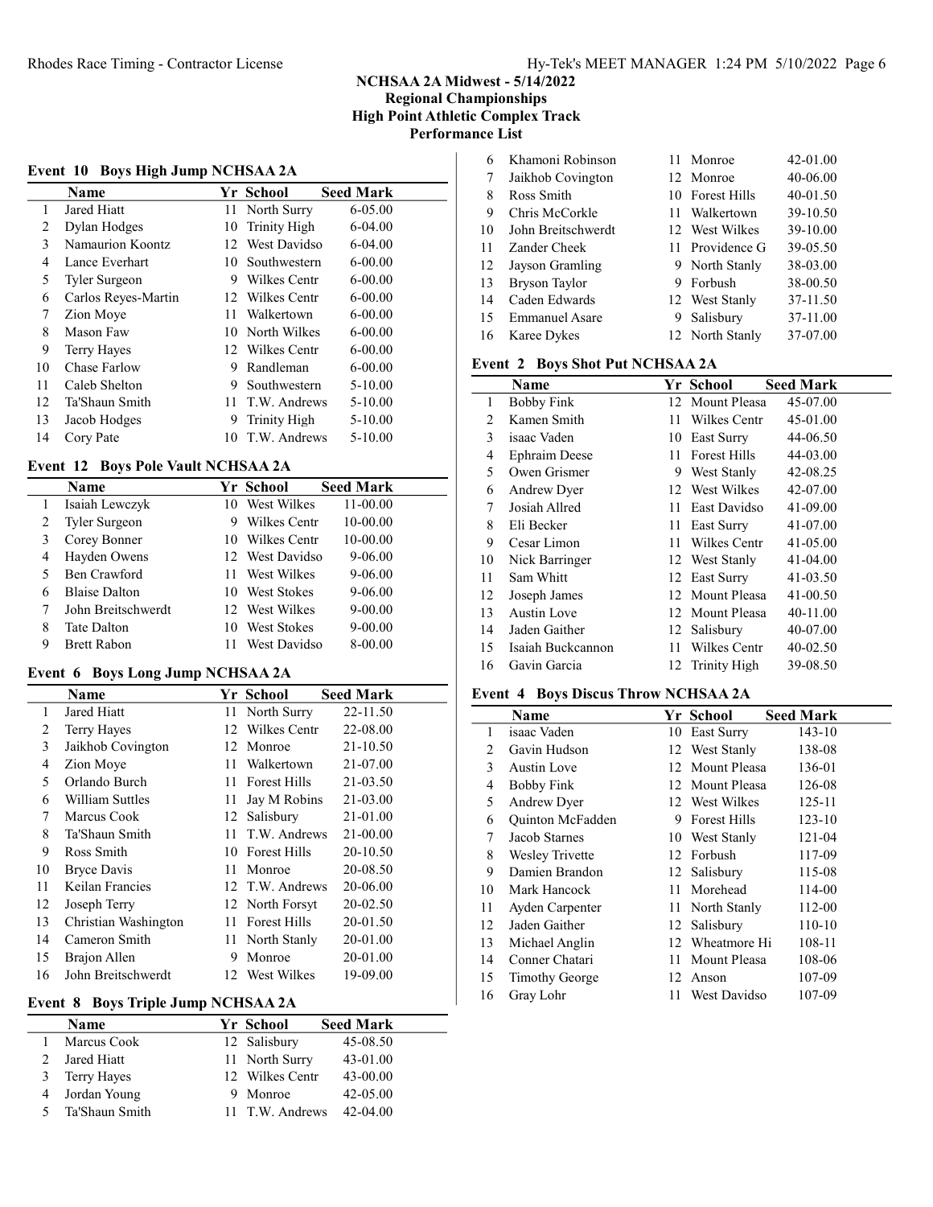# NCHSAA 2A Midwest - 5/14/2022
## Regional Championships
## High Point Athletic Complex Track
## Performance List

### Event 10 Boys High Jump NCHSAA 2A

| | Name | Yr | School | Seed Mark |
|---|---|---|---|---|
| 1 | Jared Hiatt | 11 | North Surry | 6-05.00 |
| 2 | Dylan Hodges | 10 | Trinity High | 6-04.00 |
| 3 | Namaurion Koontz | 12 | West Davidso | 6-04.00 |
| 4 | Lance Everhart | 10 | Southwestern | 6-00.00 |
| 5 | Tyler Surgeon | 9 | Wilkes Centr | 6-00.00 |
| 6 | Carlos Reyes-Martin | 12 | Wilkes Centr | 6-00.00 |
| 7 | Zion Moye | 11 | Walkertown | 6-00.00 |
| 8 | Mason Faw | 10 | North Wilkes | 6-00.00 |
| 9 | Terry Hayes | 12 | Wilkes Centr | 6-00.00 |
| 10 | Chase Farlow | 9 | Randleman | 6-00.00 |
| 11 | Caleb Shelton | 9 | Southwestern | 5-10.00 |
| 12 | Ta'Shaun Smith | 11 | T.W. Andrews | 5-10.00 |
| 13 | Jacob Hodges | 9 | Trinity High | 5-10.00 |
| 14 | Cory Pate | 10 | T.W. Andrews | 5-10.00 |

### Event 12 Boys Pole Vault NCHSAA 2A

| | Name | Yr | School | Seed Mark |
|---|---|---|---|---|
| 1 | Isaiah Lewczyk | 10 | West Wilkes | 11-00.00 |
| 2 | Tyler Surgeon | 9 | Wilkes Centr | 10-00.00 |
| 3 | Corey Bonner | 10 | Wilkes Centr | 10-00.00 |
| 4 | Hayden Owens | 12 | West Davidso | 9-06.00 |
| 5 | Ben Crawford | 11 | West Wilkes | 9-06.00 |
| 6 | Blaise Dalton | 10 | West Stokes | 9-06.00 |
| 7 | John Breitschwerdt | 12 | West Wilkes | 9-00.00 |
| 8 | Tate Dalton | 10 | West Stokes | 9-00.00 |
| 9 | Brett Rabon | 11 | West Davidso | 8-00.00 |

### Event 6 Boys Long Jump NCHSAA 2A

| | Name | Yr | School | Seed Mark |
|---|---|---|---|---|
| 1 | Jared Hiatt | 11 | North Surry | 22-11.50 |
| 2 | Terry Hayes | 12 | Wilkes Centr | 22-08.00 |
| 3 | Jaikhob Covington | 12 | Monroe | 21-10.50 |
| 4 | Zion Moye | 11 | Walkertown | 21-07.00 |
| 5 | Orlando Burch | 11 | Forest Hills | 21-03.50 |
| 6 | William Suttles | 11 | Jay M Robins | 21-03.00 |
| 7 | Marcus Cook | 12 | Salisbury | 21-01.00 |
| 8 | Ta'Shaun Smith | 11 | T.W. Andrews | 21-00.00 |
| 9 | Ross Smith | 10 | Forest Hills | 20-10.50 |
| 10 | Bryce Davis | 11 | Monroe | 20-08.50 |
| 11 | Keilan Francies | 12 | T.W. Andrews | 20-06.00 |
| 12 | Joseph Terry | 12 | North Forsyt | 20-02.50 |
| 13 | Christian Washington | 11 | Forest Hills | 20-01.50 |
| 14 | Cameron Smith | 11 | North Stanly | 20-01.00 |
| 15 | Brajon Allen | 9 | Monroe | 20-01.00 |
| 16 | John Breitschwerdt | 12 | West Wilkes | 19-09.00 |

### Event 8 Boys Triple Jump NCHSAA 2A

| | Name | Yr | School | Seed Mark |
|---|---|---|---|---|
| 1 | Marcus Cook | 12 | Salisbury | 45-08.50 |
| 2 | Jared Hiatt | 11 | North Surry | 43-01.00 |
| 3 | Terry Hayes | 12 | Wilkes Centr | 43-00.00 |
| 4 | Jordan Young | 9 | Monroe | 42-05.00 |
| 5 | Ta'Shaun Smith | 11 | T.W. Andrews | 42-04.00 |
| 6 | Khamoni Robinson | 11 | Monroe | 42-01.00 |
| 7 | Jaikhob Covington | 12 | Monroe | 40-06.00 |
| 8 | Ross Smith | 10 | Forest Hills | 40-01.50 |
| 9 | Chris McCorkle | 11 | Walkertown | 39-10.50 |
| 10 | John Breitschwerdt | 12 | West Wilkes | 39-10.00 |
| 11 | Zander Cheek | 11 | Providence G | 39-05.50 |
| 12 | Jayson Gramling | 9 | North Stanly | 38-03.00 |
| 13 | Bryson Taylor | 9 | Forbush | 38-00.50 |
| 14 | Caden Edwards | 12 | West Stanly | 37-11.50 |
| 15 | Emmanuel Asare | 9 | Salisbury | 37-11.00 |
| 16 | Karee Dykes | 12 | North Stanly | 37-07.00 |

### Event 2 Boys Shot Put NCHSAA 2A

| | Name | Yr | School | Seed Mark |
|---|---|---|---|---|
| 1 | Bobby Fink | 12 | Mount Pleasa | 45-07.00 |
| 2 | Kamen Smith | 11 | Wilkes Centr | 45-01.00 |
| 3 | isaac Vaden | 10 | East Surry | 44-06.50 |
| 4 | Ephraim Deese | 11 | Forest Hills | 44-03.00 |
| 5 | Owen Grismer | 9 | West Stanly | 42-08.25 |
| 6 | Andrew Dyer | 12 | West Wilkes | 42-07.00 |
| 7 | Josiah Allred | 11 | East Davidso | 41-09.00 |
| 8 | Eli Becker | 11 | East Surry | 41-07.00 |
| 9 | Cesar Limon | 11 | Wilkes Centr | 41-05.00 |
| 10 | Nick Barringer | 12 | West Stanly | 41-04.00 |
| 11 | Sam Whitt | 12 | East Surry | 41-03.50 |
| 12 | Joseph James | 12 | Mount Pleasa | 41-00.50 |
| 13 | Austin Love | 12 | Mount Pleasa | 40-11.00 |
| 14 | Jaden Gaither | 12 | Salisbury | 40-07.00 |
| 15 | Isaiah Buckcannon | 11 | Wilkes Centr | 40-02.50 |
| 16 | Gavin Garcia | 12 | Trinity High | 39-08.50 |

### Event 4 Boys Discus Throw NCHSAA 2A

| | Name | Yr | School | Seed Mark |
|---|---|---|---|---|
| 1 | isaac Vaden | 10 | East Surry | 143-10 |
| 2 | Gavin Hudson | 12 | West Stanly | 138-08 |
| 3 | Austin Love | 12 | Mount Pleasa | 136-01 |
| 4 | Bobby Fink | 12 | Mount Pleasa | 126-08 |
| 5 | Andrew Dyer | 12 | West Wilkes | 125-11 |
| 6 | Quinton McFadden | 9 | Forest Hills | 123-10 |
| 7 | Jacob Starnes | 10 | West Stanly | 121-04 |
| 8 | Wesley Trivette | 12 | Forbush | 117-09 |
| 9 | Damien Brandon | 12 | Salisbury | 115-08 |
| 10 | Mark Hancock | 11 | Morehead | 114-00 |
| 11 | Ayden Carpenter | 11 | North Stanly | 112-00 |
| 12 | Jaden Gaither | 12 | Salisbury | 110-10 |
| 13 | Michael Anglin | 12 | Wheatmore Hi | 108-11 |
| 14 | Conner Chatari | 11 | Mount Pleasa | 108-06 |
| 15 | Timothy George | 12 | Anson | 107-09 |
| 16 | Gray Lohr | 11 | West Davidso | 107-09 |